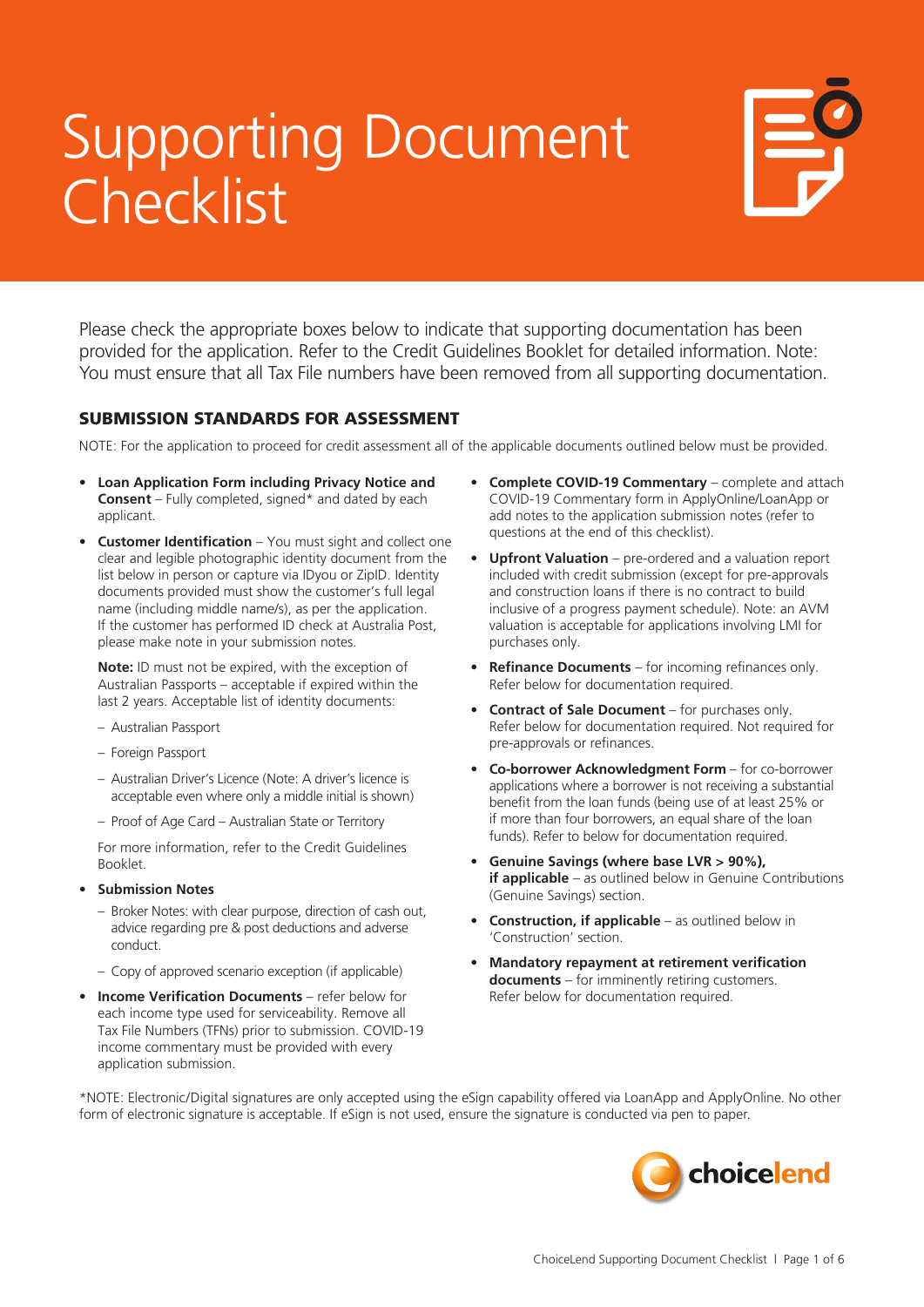# Supporting Document Checklist

Please check the appropriate boxes below to indicate that supporting documentation has been provided for the application. Refer to the Credit Guidelines Booklet for detailed information. Note: You must ensure that all Tax File numbers have been removed from all supporting documentation.

## SUBMISSION STANDARDS FOR ASSESSMENT

NOTE: For the application to proceed for credit assessment all of the applicable documents outlined below must be provided.

- **Loan Application Form including Privacy Notice and Consent** – Fully completed, signed* and dated by each applicant.
- **Customer Identification** – You must sight and collect one clear and legible photographic identity document from the list below in person or capture via IDyou or ZipID. Identity documents provided must show the customer's full legal name (including middle name/s), as per the application. If the customer has performed ID check at Australia Post, please make note in your submission notes.

  **Note:** ID must not be expired, with the exception of Australian Passports – acceptable if expired within the last 2 years. Acceptable list of identity documents:

  - Australian Passport
  - Foreign Passport
  - Australian Driver's Licence (Note: A driver's licence is acceptable even where only a middle initial is shown)
  - Proof of Age Card – Australian State or Territory

  For more information, refer to the Credit Guidelines Booklet.
- **Submission Notes**
  - Broker Notes: with clear purpose, direction of cash out, advice regarding pre & post deductions and adverse conduct.
  - Copy of approved scenario exception (if applicable)
- **Income Verification Documents** – refer below for each income type used for serviceability. Remove all Tax File Numbers (TFNs) prior to submission. COVID-19 income commentary must be provided with every application submission.
- **Complete COVID-19 Commentary** – complete and attach COVID-19 Commentary form in ApplyOnline/LoanApp or add notes to the application submission notes (refer to questions at the end of this checklist).
- **Upfront Valuation** – pre-ordered and a valuation report included with credit submission (except for pre-approvals and construction loans if there is no contract to build inclusive of a progress payment schedule). Note: an AVM valuation is acceptable for applications involving LMI for purchases only.
- **Refinance Documents** – for incoming refinances only. Refer below for documentation required.
- **Contract of Sale Document** – for purchases only. Refer below for documentation required. Not required for pre-approvals or refinances.
- **Co-borrower Acknowledgment Form** – for co-borrower applications where a borrower is not receiving a substantial benefit from the loan funds (being use of at least 25% or if more than four borrowers, an equal share of the loan funds). Refer to below for documentation required.
- **Genuine Savings (where base LVR > 90%), if applicable** – as outlined below in Genuine Contributions (Genuine Savings) section.
- **Construction, if applicable** – as outlined below in 'Construction' section.
- **Mandatory repayment at retirement verification documents** – for imminently retiring customers. Refer below for documentation required.

*NOTE: Electronic/Digital signatures are only accepted using the eSign capability offered via LoanApp and ApplyOnline. No other form of electronic signature is acceptable. If eSign is not used, ensure the signature is conducted via pen to paper.

choicelend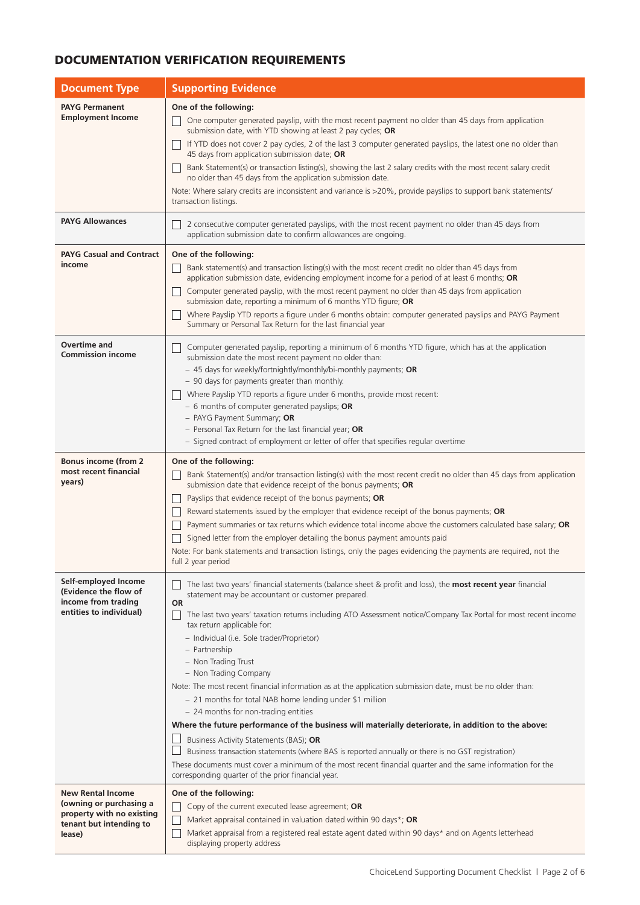## DOCUMENTATION VERIFICATION REQUIREMENTS

| Document Type | Supporting Evidence |
|---|---|
| **PAYG Permanent Employment Income** | **One of the following:**<br>☐ One computer generated payslip, with the most recent payment no older than 45 days from application submission date, with YTD showing at least 2 pay cycles; **OR**<br>☐ If YTD does not cover 2 pay cycles, 2 of the last 3 computer generated payslips, the latest one no older than 45 days from application submission date; **OR**<br>☐ Bank Statement(s) or transaction listing(s), showing the last 2 salary credits with the most recent salary credit no older than 45 days from the application submission date.<br>Note: Where salary credits are inconsistent and variance is >20%, provide payslips to support bank statements/ transaction listings. |
| **PAYG Allowances** | ☐ 2 consecutive computer generated payslips, with the most recent payment no older than 45 days from application submission date to confirm allowances are ongoing. |
| **PAYG Casual and Contract income** | **One of the following:**<br>☐ Bank statement(s) and transaction listing(s) with the most recent credit no older than 45 days from application submission date, evidencing employment income for a period of at least 6 months; **OR**<br>☐ Computer generated payslip, with the most recent payment no older than 45 days from application submission date, reporting a minimum of 6 months YTD figure; **OR**<br>☐ Where Payslip YTD reports a figure under 6 months obtain: computer generated payslips and PAYG Payment Summary or Personal Tax Return for the last financial year |
| **Overtime and Commission income** | ☐ Computer generated payslip, reporting a minimum of 6 months YTD figure, which has at the application submission date the most recent payment no older than:<br>– 45 days for weekly/fortnightly/monthly/bi-monthly payments; **OR**<br>– 90 days for payments greater than monthly.<br>☐ Where Payslip YTD reports a figure under 6 months, provide most recent:<br>– 6 months of computer generated payslips; **OR**<br>– PAYG Payment Summary; **OR**<br>– Personal Tax Return for the last financial year; **OR**<br>– Signed contract of employment or letter of offer that specifies regular overtime |
| **Bonus income (from 2 most recent financial years)** | **One of the following:**<br>☐ Bank Statement(s) and/or transaction listing(s) with the most recent credit no older than 45 days from application submission date that evidence receipt of the bonus payments; **OR**<br>☐ Payslips that evidence receipt of the bonus payments; **OR**<br>☐ Reward statements issued by the employer that evidence receipt of the bonus payments; **OR**<br>☐ Payment summaries or tax returns which evidence total income above the customers calculated base salary; **OR**<br>☐ Signed letter from the employer detailing the bonus payment amounts paid<br>Note: For bank statements and transaction listings, only the pages evidencing the payments are required, not the full 2 year period |
| **Self-employed Income (Evidence the flow of income from trading entities to individual)** | ☐ The last two years' financial statements (balance sheet & profit and loss), the **most recent year** financial statement may be accountant or customer prepared.<br>**OR**<br>☐ The last two years' taxation returns including ATO Assessment notice/Company Tax Portal for most recent income tax return applicable for:<br>– Individual (i.e. Sole trader/Proprietor)<br>– Partnership<br>– Non Trading Trust<br>– Non Trading Company<br>Note: The most recent financial information as at the application submission date, must be no older than:<br>– 21 months for total NAB home lending under $1 million<br>– 24 months for non-trading entities<br>**Where the future performance of the business will materially deteriorate, in addition to the above:**<br>☐ Business Activity Statements (BAS); **OR**<br>☐ Business transaction statements (where BAS is reported annually or there is no GST registration)<br>These documents must cover a minimum of the most recent financial quarter and the same information for the corresponding quarter of the prior financial year. |
| **New Rental Income (owning or purchasing a property with no existing tenant but intending to lease)** | **One of the following:**<br>☐ Copy of the current executed lease agreement; **OR**<br>☐ Market appraisal contained in valuation dated within 90 days*; **OR**<br>☐ Market appraisal from a registered real estate agent dated within 90 days* and on Agents letterhead displaying property address |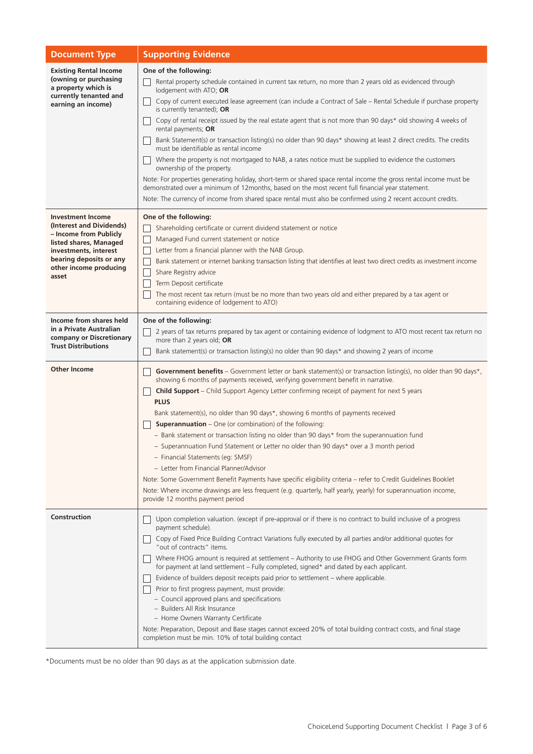| Document Type | Supporting Evidence |
|---|---|
| **Existing Rental Income (owning or purchasing a property which is currently tenanted and earning an income)** | **One of the following:**<br>☐ Rental property schedule contained in current tax return, no more than 2 years old as evidenced through lodgement with ATO; **OR**<br>☐ Copy of current executed lease agreement (can include a Contract of Sale – Rental Schedule if purchase property is currently tenanted); **OR**<br>☐ Copy of rental receipt issued by the real estate agent that is not more than 90 days* old showing 4 weeks of rental payments; **OR**<br>☐ Bank Statement(s) or transaction listing(s) no older than 90 days* showing at least 2 direct credits. The credits must be identifiable as rental income<br>☐ Where the property is not mortgaged to NAB, a rates notice must be supplied to evidence the customers ownership of the property.<br>Note: For properties generating holiday, short-term or shared space rental income the gross rental income must be demonstrated over a minimum of 12months, based on the most recent full financial year statement.<br>Note: The currency of income from shared space rental must also be confirmed using 2 recent account credits. |
| **Investment Income (Interest and Dividends) – Income from Publicly listed shares, Managed investments, interest bearing deposits or any other income producing asset** | **One of the following:**<br>☐ Shareholding certificate or current dividend statement or notice<br>☐ Managed Fund current statement or notice<br>☐ Letter from a financial planner with the NAB Group.<br>☐ Bank statement or internet banking transaction listing that identifies at least two direct credits as investment income<br>☐ Share Registry advice<br>☐ Term Deposit certificate<br>☐ The most recent tax return (must be no more than two years old and either prepared by a tax agent or containing evidence of lodgement to ATO) |
| **Income from shares held in a Private Australian company or Discretionary Trust Distributions** | **One of the following:**<br>☐ 2 years of tax returns prepared by tax agent or containing evidence of lodgment to ATO most recent tax return no more than 2 years old; **OR**<br>☐ Bank statement(s) or transaction listing(s) no older than 90 days* and showing 2 years of income |
| **Other Income** | ☐ **Government benefits** – Government letter or bank statement(s) or transaction listing(s), no older than 90 days*, showing 6 months of payments received, verifying government benefit in narrative.<br>☐ **Child Support** – Child Support Agency Letter confirming receipt of payment for next 5 years<br>**PLUS**<br>Bank statement(s), no older than 90 days*, showing 6 months of payments received<br>☐ **Superannuation** – One (or combination) of the following:<br>– Bank statement or transaction listing no older than 90 days* from the superannuation fund<br>– Superannuation Fund Statement or Letter no older than 90 days* over a 3 month period<br>– Financial Statements (eg: SMSF)<br>– Letter from Financial Planner/Advisor<br>Note: Some Government Benefit Payments have specific eligibility criteria – refer to Credit Guidelines Booklet<br>Note: Where income drawings are less frequent (e.g. quarterly, half yearly, yearly) for superannuation income, provide 12 months payment period |
| **Construction** | ☐ Upon completion valuation. (except if pre-approval or if there is no contract to build inclusive of a progress payment schedule).<br>☐ Copy of Fixed Price Building Contract Variations fully executed by all parties and/or additional quotes for "out of contracts" items.<br>☐ Where FHOG amount is required at settlement – Authority to use FHOG and Other Government Grants form for payment at land settlement – Fully completed, signed* and dated by each applicant.<br>☐ Evidence of builders deposit receipts paid prior to settlement – where applicable.<br>☐ Prior to first progress payment, must provide:<br>– Council approved plans and specifications<br>– Builders All Risk Insurance<br>– Home Owners Warranty Certificate<br>Note: Preparation, Deposit and Base stages cannot exceed 20% of total building contract costs, and final stage completion must be min. 10% of total building contact |

*Documents must be no older than 90 days as at the application submission date.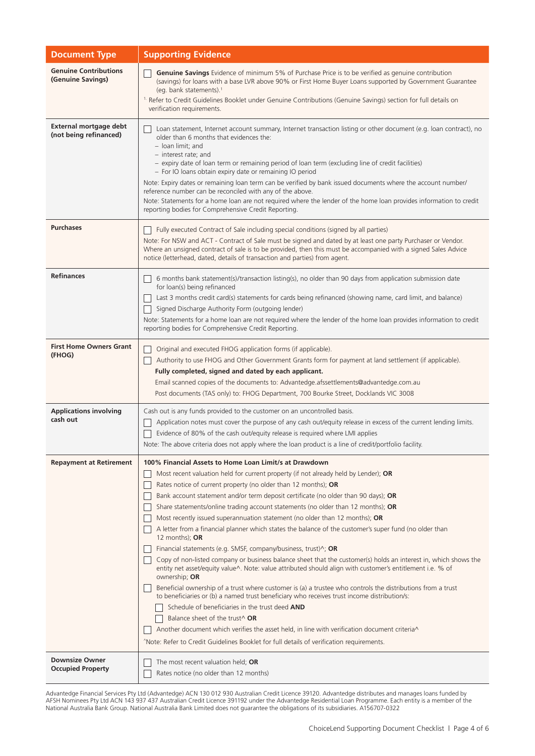| Document Type | Supporting Evidence |
|---|---|
| **Genuine Contributions (Genuine Savings)** | ☐ **Genuine Savings** Evidence of minimum 5% of Purchase Price is to be verified as genuine contribution (savings) for loans with a base LVR above 90% or First Home Buyer Loans supported by Government Guarantee (eg. bank statements).[1]<br>[1] Refer to Credit Guidelines Booklet under Genuine Contributions (Genuine Savings) section for full details on verification requirements. |
| **External mortgage debt (not being refinanced)** | ☐ Loan statement, Internet account summary, Internet transaction listing or other document (e.g. loan contract), no older than 6 months that evidences the:<br>– loan limit; and<br>– interest rate; and<br>– expiry date of loan term or remaining period of loan term (excluding line of credit facilities)<br>– For IO loans obtain expiry date or remaining IO period<br>Note: Expiry dates or remaining loan term can be verified by bank issued documents where the account number/reference number can be reconciled with any of the above.<br>Note: Statements for a home loan are not required where the lender of the home loan provides information to credit reporting bodies for Comprehensive Credit Reporting. |
| **Purchases** | ☐ Fully executed Contract of Sale including special conditions (signed by all parties)<br>Note: For NSW and ACT - Contract of Sale must be signed and dated by at least one party Purchaser or Vendor. Where an unsigned contract of sale is to be provided, then this must be accompanied with a signed Sales Advice notice (letterhead, dated, details of transaction and parties) from agent. |
| **Refinances** | ☐ 6 months bank statement(s)/transaction listing(s), no older than 90 days from application submission date for loan(s) being refinanced<br>☐ Last 3 months credit card(s) statements for cards being refinanced (showing name, card limit, and balance)<br>☐ Signed Discharge Authority Form (outgoing lender)<br>Note: Statements for a home loan are not required where the lender of the home loan provides information to credit reporting bodies for Comprehensive Credit Reporting. |
| **First Home Owners Grant (FHOG)** | ☐ Original and executed FHOG application forms (if applicable).<br>☐ Authority to use FHOG and Other Government Grants form for payment at land settlement (if applicable).<br>**Fully completed, signed and dated by each applicant.**<br>Email scanned copies of the documents to: Advantedge.afssettlements@advantedge.com.au<br>Post documents (TAS only) to: FHOG Department, 700 Bourke Street, Docklands VIC 3008 |
| **Applications involving cash out** | Cash out is any funds provided to the customer on an uncontrolled basis.<br>☐ Application notes must cover the purpose of any cash out/equity release in excess of the current lending limits.<br>☐ Evidence of 80% of the cash out/equity release is required where LMI applies<br>Note: The above criteria does not apply where the loan product is a line of credit/portfolio facility. |
| **Repayment at Retirement** | **100% Financial Assets to Home Loan Limit/s at Drawdown**<br>☐ Most recent valuation held for current property (if not already held by Lender); **OR**<br>☐ Rates notice of current property (no older than 12 months); **OR**<br>☐ Bank account statement and/or term deposit certificate (no older than 90 days); **OR**<br>☐ Share statements/online trading account statements (no older than 12 months); **OR**<br>☐ Most recently issued superannuation statement (no older than 12 months); **OR**<br>☐ A letter from a financial planner which states the balance of the customer's super fund (no older than 12 months); **OR**<br>☐ Financial statements (e.g. SMSF, company/business, trust)^; **OR**<br>☐ Copy of non-listed company or business balance sheet that the customer(s) holds an interest in, which shows the entity net asset/equity value^. Note: value attributed should align with customer's entitlement i.e. % of ownership; **OR**<br>☐ Beneficial ownership of a trust where customer is (a) a trustee who controls the distributions from a trust to beneficiaries or (b) a named trust beneficiary who receives trust income distribution/s:<br>&nbsp;&nbsp;☐ Schedule of beneficiaries in the trust deed **AND**<br>&nbsp;&nbsp;☐ Balance sheet of the trust^ **OR**<br>☐ Another document which verifies the asset held, in line with verification document criteria^<br>^Note: Refer to Credit Guidelines Booklet for full details of verification requirements. |
| **Downsize Owner Occupied Property** | ☐ The most recent valuation held; **OR**<br>☐ Rates notice (no older than 12 months) |

Advantedge Financial Services Pty Ltd (Advantedge) ACN 130 012 930 Australian Credit Licence 39120. Advantedge distributes and manages loans funded by AFSH Nominees Pty Ltd ACN 143 937 437 Australian Credit Licence 391192 under the Advantedge Residential Loan Programme. Each entity is a member of the National Australia Bank Group. National Australia Bank Limited does not guarantee the obligations of its subsidiaries. A156707-0322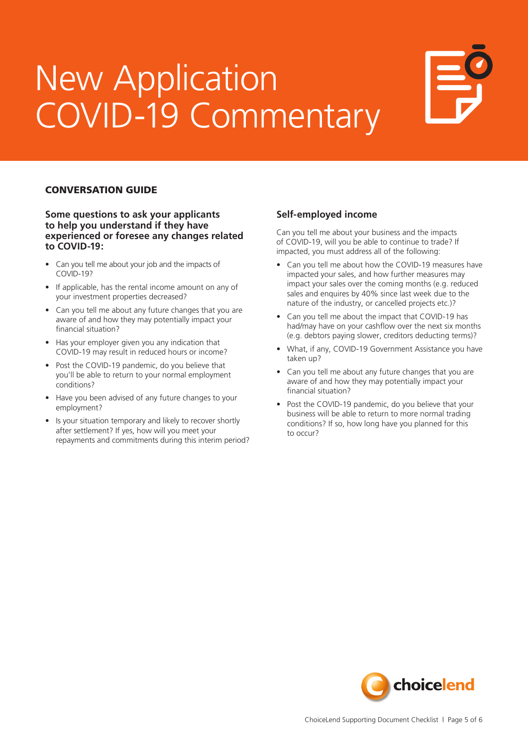# New Application COVID-19 Commentary

## CONVERSATION GUIDE

### Some questions to ask your applicants to help you understand if they have experienced or foresee any changes related to COVID-19:

- Can you tell me about your job and the impacts of COVID-19?
- If applicable, has the rental income amount on any of your investment properties decreased?
- Can you tell me about any future changes that you are aware of and how they may potentially impact your financial situation?
- Has your employer given you any indication that COVID-19 may result in reduced hours or income?
- Post the COVID-19 pandemic, do you believe that you'll be able to return to your normal employment conditions?
- Have you been advised of any future changes to your employment?
- Is your situation temporary and likely to recover shortly after settlement? If yes, how will you meet your repayments and commitments during this interim period?

### Self-employed income

Can you tell me about your business and the impacts of COVID-19, will you be able to continue to trade? If impacted, you must address all of the following:

- Can you tell me about how the COVID-19 measures have impacted your sales, and how further measures may impact your sales over the coming months (e.g. reduced sales and enquires by 40% since last week due to the nature of the industry, or cancelled projects etc.)?
- Can you tell me about the impact that COVID-19 has had/may have on your cashflow over the next six months (e.g. debtors paying slower, creditors deducting terms)?
- What, if any, COVID-19 Government Assistance you have taken up?
- Can you tell me about any future changes that you are aware of and how they may potentially impact your financial situation?
- Post the COVID-19 pandemic, do you believe that your business will be able to return to more normal trading conditions? If so, how long have you planned for this to occur?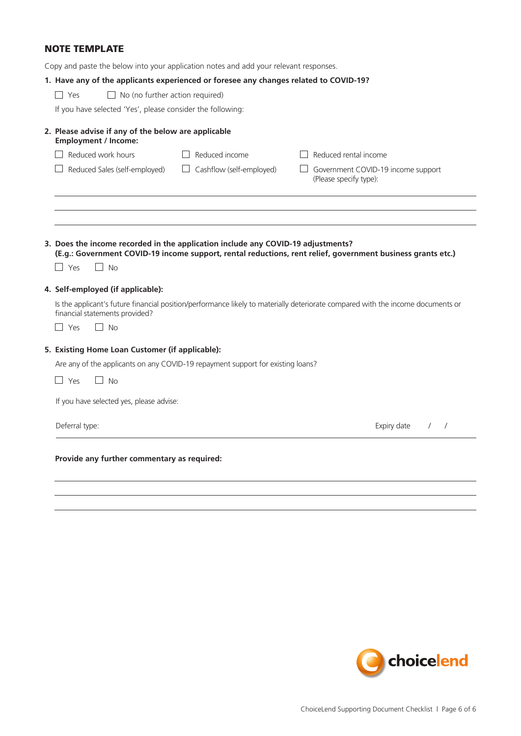## NOTE TEMPLATE

Copy and paste the below into your application notes and add your relevant responses.

**1. Have any of the applicants experienced or foresee any changes related to COVID-19?**

☐ Yes ☐ No (no further action required)

If you have selected 'Yes', please consider the following:

**2. Please advise if any of the below are applicable**
**Employment / Income:**

☐ Reduced work hours ☐ Reduced income ☐ Reduced rental income

☐ Reduced Sales (self-employed) ☐ Cashflow (self-employed) ☐ Government COVID-19 income support (Please specify type):

**3. Does the income recorded in the application include any COVID-19 adjustments?**
**(E.g.: Government COVID-19 income support, rental reductions, rent relief, government business grants etc.)**

☐ Yes ☐ No

**4. Self-employed (if applicable):**

Is the applicant's future financial position/performance likely to materially deteriorate compared with the income documents or financial statements provided?

☐ Yes ☐ No

**5. Existing Home Loan Customer (if applicable):**

Are any of the applicants on any COVID-19 repayment support for existing loans?

☐ Yes ☐ No

If you have selected yes, please advise:

Deferral type: Expiry date / /

**Provide any further commentary as required:**